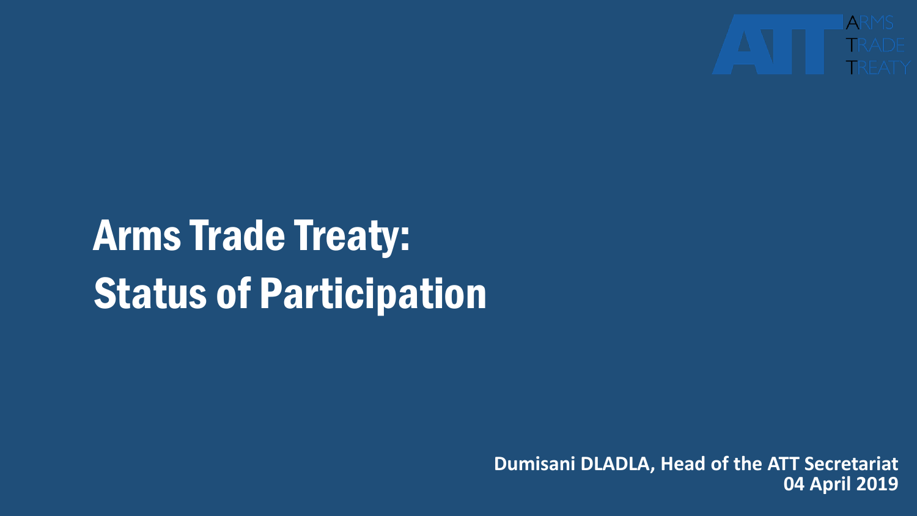# Arms Trade Treaty: Status of Participation

**Dumisani DLADLA, Head of the ATT Secretariat**
**04 April 2019**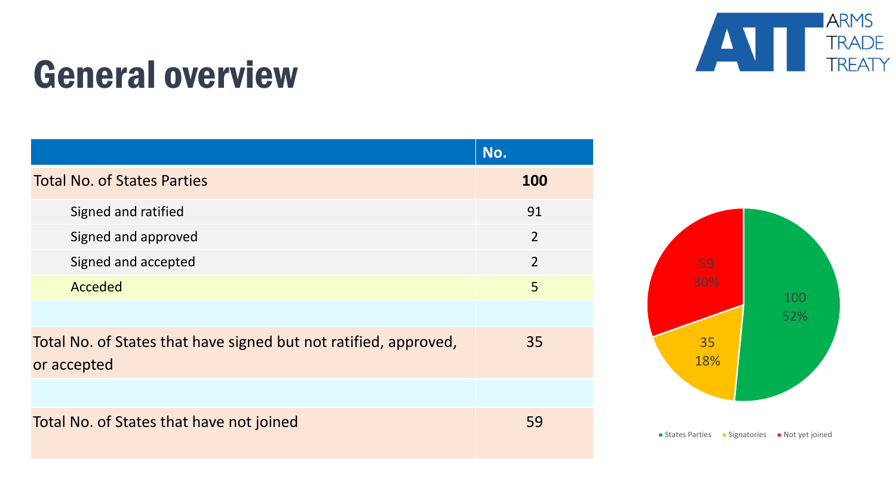# General overview

|  | No. |
|---|---|
| Total No. of States Parties | **100** |
| Signed and ratified | 91 |
| Signed and approved | 2 |
| Signed and accepted | 2 |
| Acceded | 5 |
|  |  |
| Total No. of States that have signed but not ratified, approved, or accepted | 35 |
|  |  |
| Total No. of States that have not joined | 59 |

100 52%

35 18%

59 30%

States Parties · Signatories · Not yet joined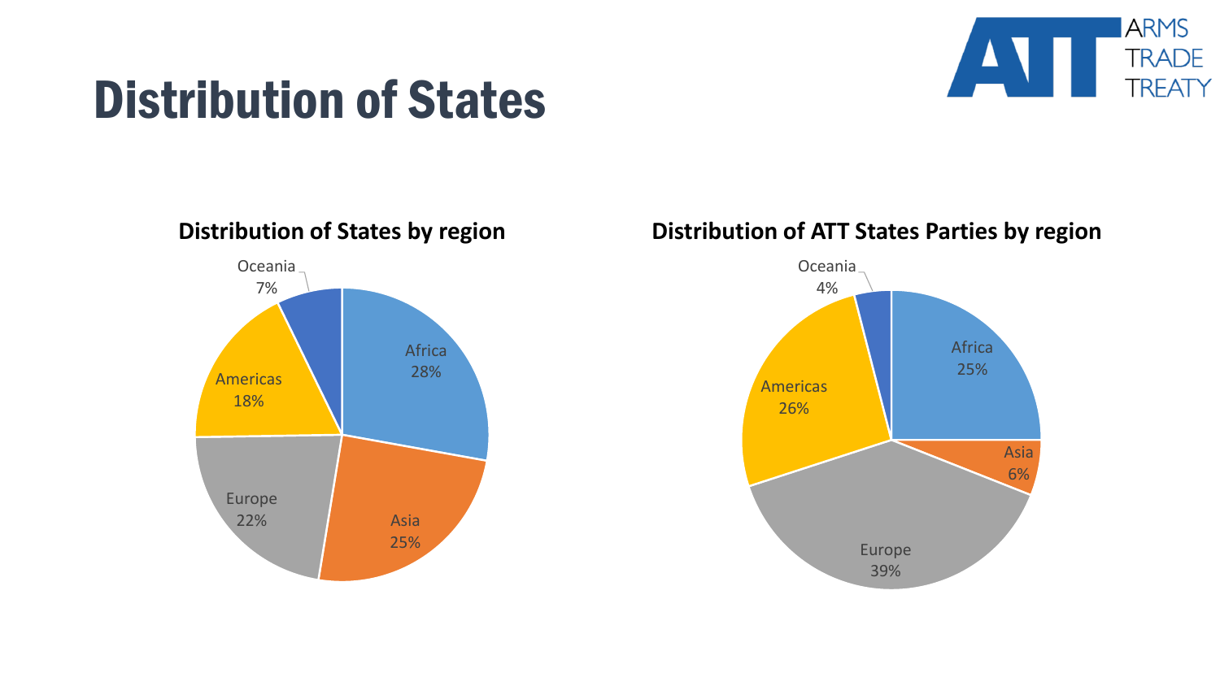# Distribution of States

### Distribution of States by region

- Africa 28%
- Asia 25%
- Europe 22%
- Americas 18%
- Oceania 7%

### Distribution of ATT States Parties by region

- Africa 25%
- Asia 6%
- Europe 39%
- Americas 26%
- Oceania 4%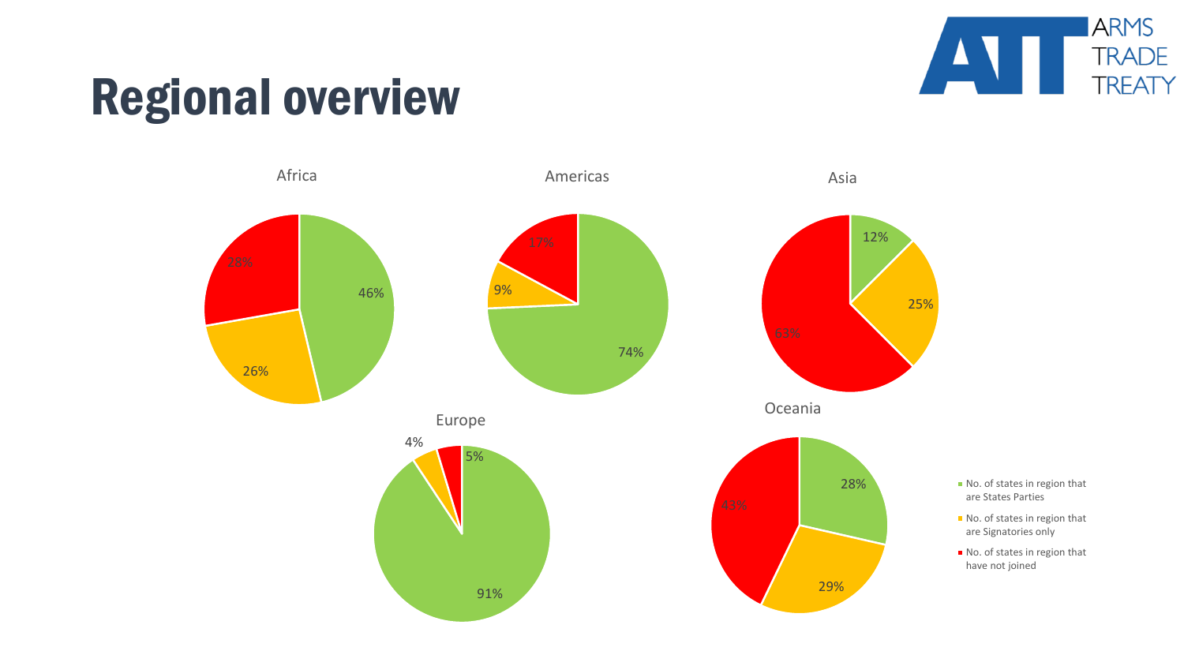# Regional overview

ARMS TRADE TREATY

Africa

- 46%
- 26%
- 28%

Americas

- 74%
- 9%
- 17%

Asia

- 12%
- 25%
- 63%

Europe

- 91%
- 4%
- 5%

Oceania

- 28%
- 29%
- 43%

- No. of states in region that are States Parties
- No. of states in region that are Signatories only
- No. of states in region that have not joined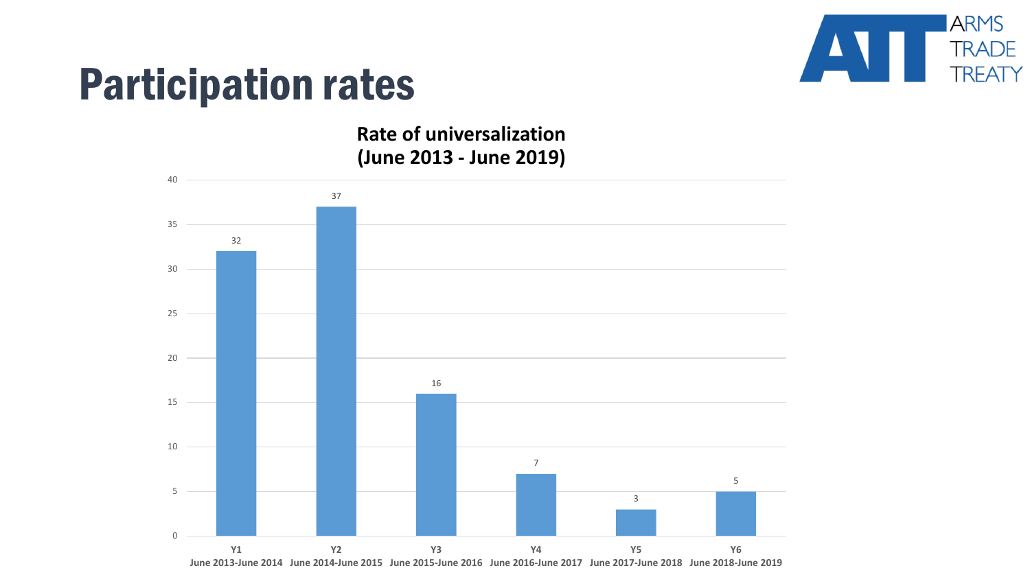# Participation rates

ARMS TRADE TREATY

**Rate of universalization (June 2013 - June 2019)**

| Year | Period | Value |
|---|---|---|
| Y1 | June 2013-June 2014 | 32 |
| Y2 | June 2014-June 2015 | 37 |
| Y3 | June 2015-June 2016 | 16 |
| Y4 | June 2016-June 2017 | 7 |
| Y5 | June 2017-June 2018 | 3 |
| Y6 | June 2018-June 2019 | 5 |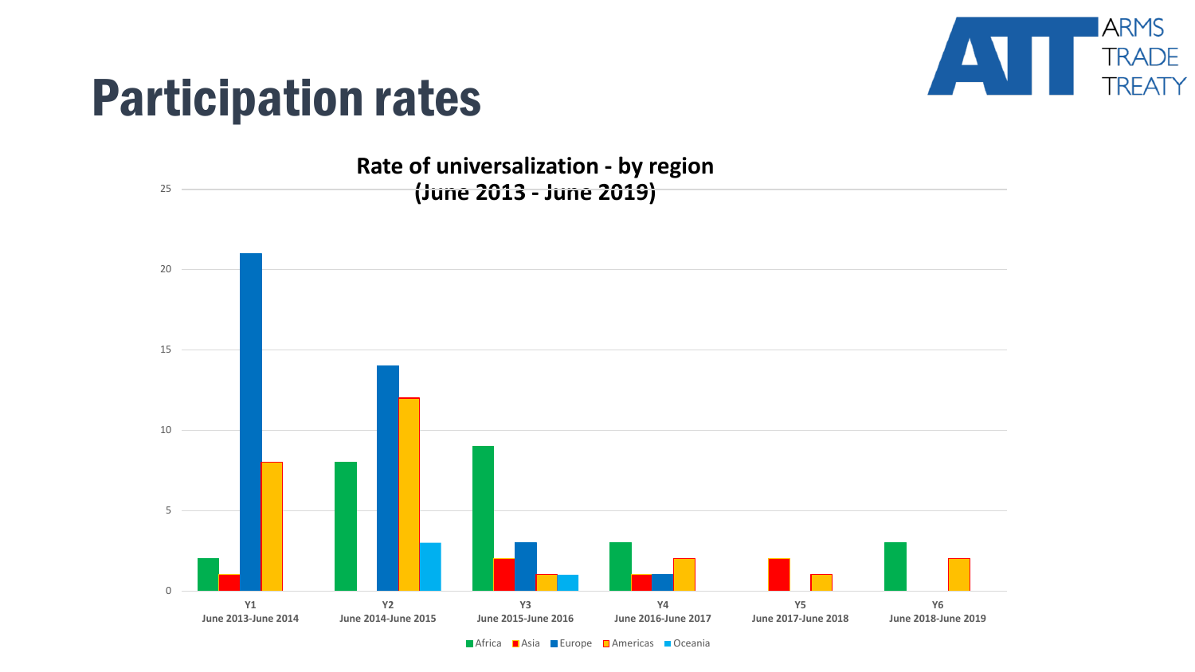# Participation rates

ARMS TRADE TREATY

**Rate of universalization - by region**
**(June 2013 - June 2019)**

25
20
15
10
5
0

**Y1**
**June 2013-June 2014**

**Y2**
**June 2014-June 2015**

**Y3**
**June 2015-June 2016**

**Y4**
**June 2016-June 2017**

**Y5**
**June 2017-June 2018**

**Y6**
**June 2018-June 2019**

Africa, Asia, Europe, Americas, Oceania